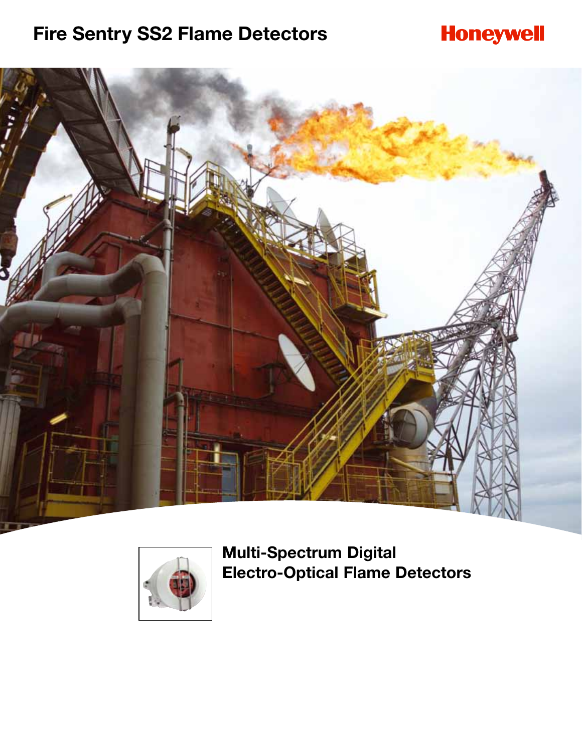# Fire Sentry SS2 Flame Detectors

Honeywell

## Multi-Spectrum Digital Electro-Optical Flame Detectors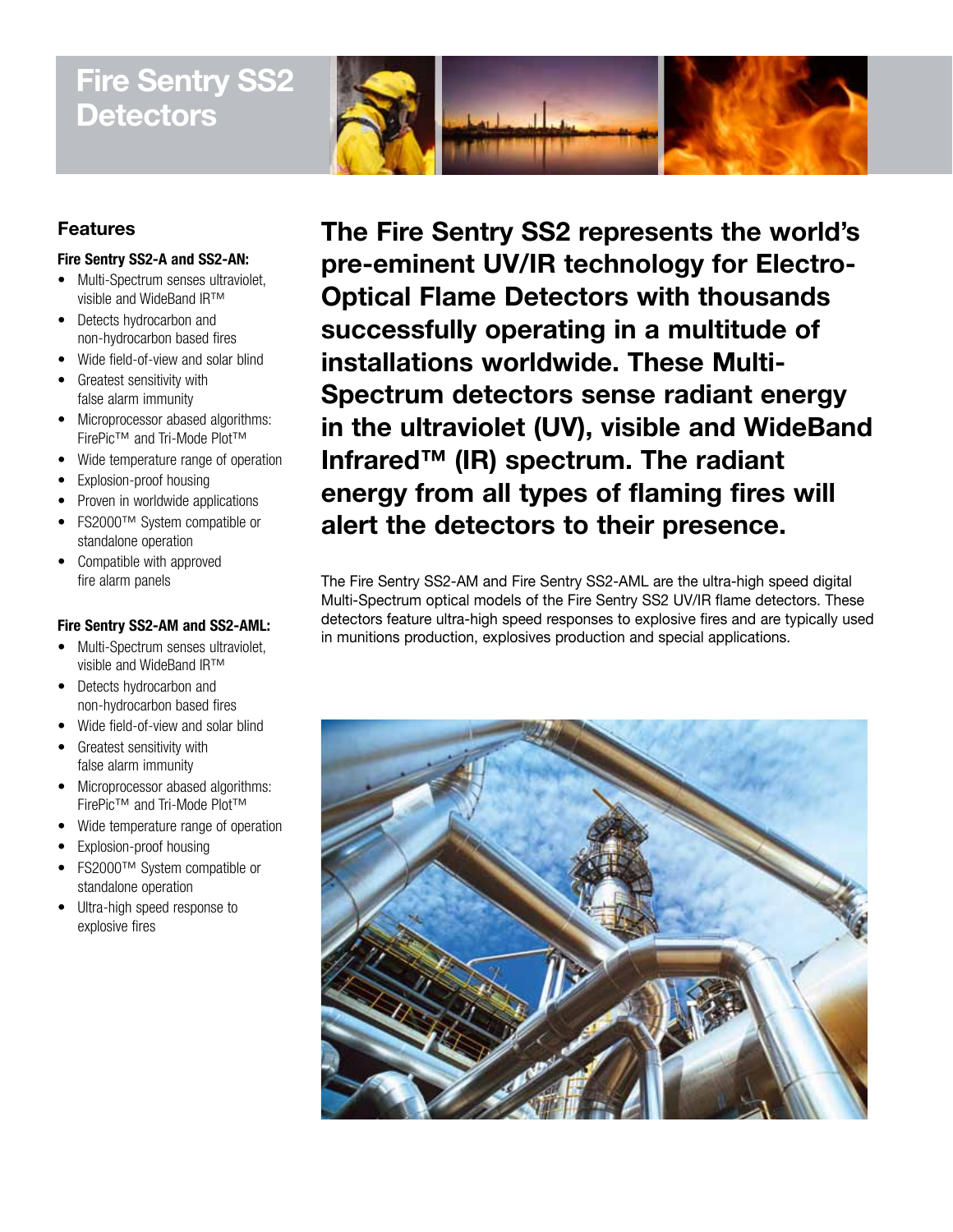# Fire Sentry SS2 Detectors

## Features

**Fire Sentry SS2-A and SS2-AN:**

- Multi-Spectrum senses ultraviolet, visible and WideBand IR™
- Detects hydrocarbon and non-hydrocarbon based fires
- Wide field-of-view and solar blind
- Greatest sensitivity with false alarm immunity
- Microprocessor abased algorithms: FirePic™ and Tri-Mode Plot™
- Wide temperature range of operation
- Explosion-proof housing
- Proven in worldwide applications
- FS2000™ System compatible or standalone operation
- Compatible with approved fire alarm panels

**Fire Sentry SS2-AM and SS2-AML:**

- Multi-Spectrum senses ultraviolet, visible and WideBand IR™
- Detects hydrocarbon and non-hydrocarbon based fires
- Wide field-of-view and solar blind
- Greatest sensitivity with false alarm immunity
- Microprocessor abased algorithms: FirePic™ and Tri-Mode Plot™
- Wide temperature range of operation
- Explosion-proof housing
- FS2000™ System compatible or standalone operation
- Ultra-high speed response to explosive fires

**The Fire Sentry SS2 represents the world's pre-eminent UV/IR technology for Electro-Optical Flame Detectors with thousands successfully operating in a multitude of installations worldwide. These Multi-Spectrum detectors sense radiant energy in the ultraviolet (UV), visible and WideBand Infrared™ (IR) spectrum. The radiant energy from all types of flaming fires will alert the detectors to their presence.**

The Fire Sentry SS2-AM and Fire Sentry SS2-AML are the ultra-high speed digital Multi-Spectrum optical models of the Fire Sentry SS2 UV/IR flame detectors. These detectors feature ultra-high speed responses to explosive fires and are typically used in munitions production, explosives production and special applications.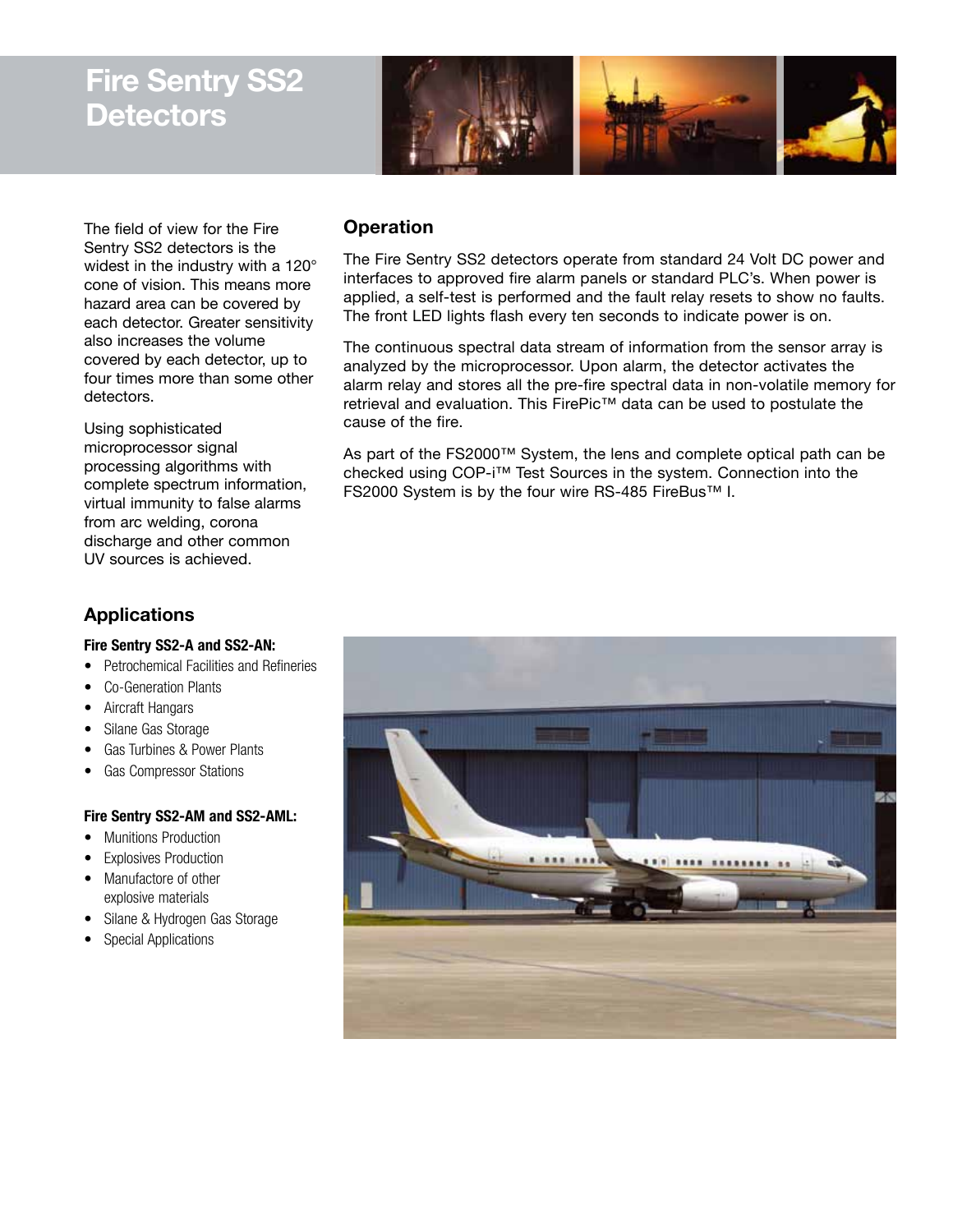# Fire Sentry SS2 Detectors

The field of view for the Fire Sentry SS2 detectors is the widest in the industry with a 120° cone of vision. This means more hazard area can be covered by each detector. Greater sensitivity also increases the volume covered by each detector, up to four times more than some other detectors.

Using sophisticated microprocessor signal processing algorithms with complete spectrum information, virtual immunity to false alarms from arc welding, corona discharge and other common UV sources is achieved.

## Operation

The Fire Sentry SS2 detectors operate from standard 24 Volt DC power and interfaces to approved fire alarm panels or standard PLC's. When power is applied, a self-test is performed and the fault relay resets to show no faults. The front LED lights flash every ten seconds to indicate power is on.

The continuous spectral data stream of information from the sensor array is analyzed by the microprocessor. Upon alarm, the detector activates the alarm relay and stores all the pre-fire spectral data in non-volatile memory for retrieval and evaluation. This FirePic™ data can be used to postulate the cause of the fire.

As part of the FS2000™ System, the lens and complete optical path can be checked using COP-i™ Test Sources in the system. Connection into the FS2000 System is by the four wire RS-485 FireBus™ I.

## Applications

**Fire Sentry SS2-A and SS2-AN:**

- Petrochemical Facilities and Refineries
- Co-Generation Plants
- Aircraft Hangars
- Silane Gas Storage
- Gas Turbines & Power Plants
- Gas Compressor Stations

**Fire Sentry SS2-AM and SS2-AML:**

- Munitions Production
- Explosives Production
- Manufactore of other explosive materials
- Silane & Hydrogen Gas Storage
- Special Applications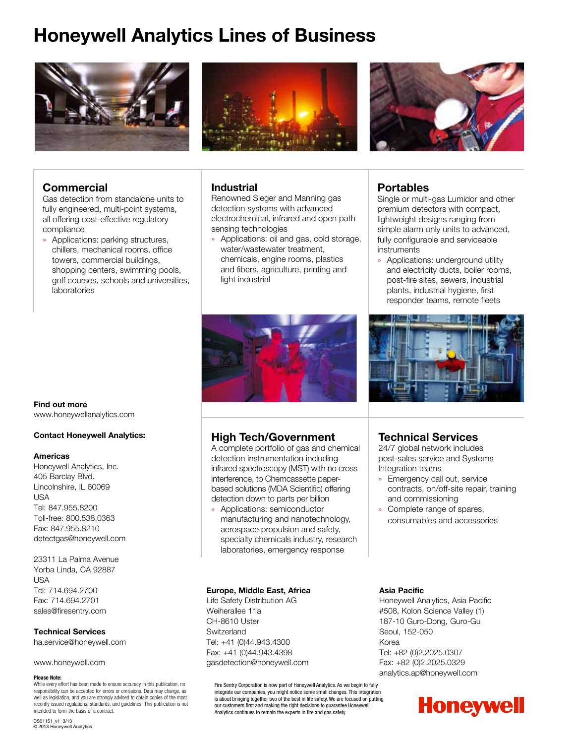# Honeywell Analytics Lines of Business

## Commercial

Gas detection from standalone units to fully engineered, multi-point systems, all offering cost-effective regulatory compliance

- Applications: parking structures, chillers, mechanical rooms, office towers, commercial buildings, shopping centers, swimming pools, golf courses, schools and universities, laboratories

## Industrial

Renowned Sieger and Manning gas detection systems with advanced electrochemical, infrared and open path sensing technologies

- Applications: oil and gas, cold storage, water/wastewater treatment, chemicals, engine rooms, plastics and fibers, agriculture, printing and light industrial

## Portables

Single or multi-gas Lumidor and other premium detectors with compact, lightweight designs ranging from simple alarm only units to advanced, fully configurable and serviceable instruments

- Applications: underground utility and electricity ducts, boiler rooms, post-fire sites, sewers, industrial plants, industrial hygiene, first responder teams, remote fleets

## High Tech/Government

A complete portfolio of gas and chemical detection instrumentation including infrared spectroscopy (MST) with no cross interference, to Chemcassette paper-based solutions (MDA Scientific) offering detection down to parts per billion

- Applications: semiconductor manufacturing and nanotechnology, aerospace propulsion and safety, specialty chemicals industry, research laboratories, emergency response

## Technical Services

24/7 global network includes post-sales service and Systems Integration teams

- Emergency call out, service contracts, on/off-site repair, training and commissioning
- Complete range of spares, consumables and accessories

**Find out more**
www.honeywellanalytics.com

**Contact Honeywell Analytics:**

**Americas**
Honeywell Analytics, Inc.
405 Barclay Blvd.
Lincolnshire, IL 60069
USA
Tel: 847.955.8200
Toll-free: 800.538.0363
Fax: 847.955.8210
detectgas@honeywell.com

23311 La Palma Avenue
Yorba Linda, CA 92887
USA
Tel: 714.694.2700
Fax: 714.694.2701
sales@firesentry.com

**Technical Services**
ha.service@honeywell.com

www.honeywell.com

**Europe, Middle East, Africa**
Life Safety Distribution AG
Weiherallee 11a
CH-8610 Uster
Switzerland
Tel: +41 (0)44.943.4300
Fax: +41 (0)44.943.4398
gasdetection@honeywell.com

**Asia Pacific**
Honeywell Analytics, Asia Pacific
#508, Kolon Science Valley (1)
187-10 Guro-Dong, Guro-Gu
Seoul, 152-050
Korea
Tel: +82 (0)2.2025.0307
Fax: +82 (0)2.2025.0329
analytics.ap@honeywell.com

**Please Note:**
While every effort has been made to ensure accuracy in this publication, no responsibility can be accepted for errors or omissions. Data may change, as well as legislation, and you are strongly advised to obtain copies of the most recently issued regulations, standards, and guidelines. This publication is not intended to form the basis of a contract.

Fire Sentry Corporation is now part of Honeywell Analytics. As we begin to fully integrate our companies, you might notice some small changes. This integration is about bringing together two of the best in life safety. We are focused on putting our customers first and making the right decisions to guarantee Honeywell Analytics continues to remain the experts in fire and gas safety.

Honeywell

DS01151_v1 3/13
© 2013 Honeywell Analytics